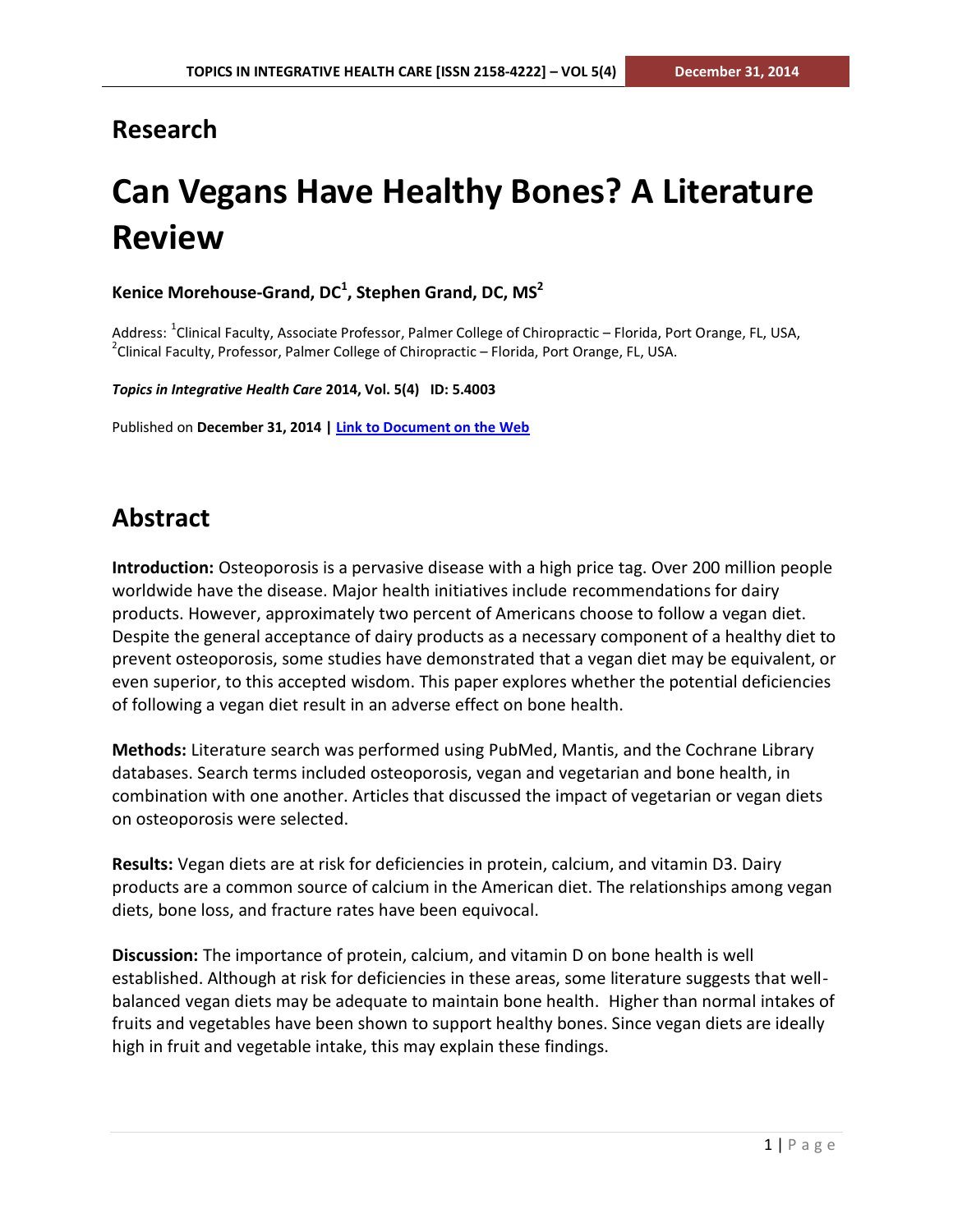## Research

# Can Vegans Have Healthy Bones? A Literature Review

**Kenice Morehouse-Grand, DC[1], Stephen Grand, DC, MS[2]**

Address: [1]Clinical Faculty, Associate Professor, Palmer College of Chiropractic – Florida, Port Orange, FL, USA, [2]Clinical Faculty, Professor, Palmer College of Chiropractic – Florida, Port Orange, FL, USA.

***Topics in Integrative Health Care*** **2014, Vol. 5(4) ID: 5.4003**

Published on **December 31, 2014 | Link to Document on the Web**

## Abstract

**Introduction:** Osteoporosis is a pervasive disease with a high price tag. Over 200 million people worldwide have the disease. Major health initiatives include recommendations for dairy products. However, approximately two percent of Americans choose to follow a vegan diet. Despite the general acceptance of dairy products as a necessary component of a healthy diet to prevent osteoporosis, some studies have demonstrated that a vegan diet may be equivalent, or even superior, to this accepted wisdom. This paper explores whether the potential deficiencies of following a vegan diet result in an adverse effect on bone health.

**Methods:** Literature search was performed using PubMed, Mantis, and the Cochrane Library databases. Search terms included osteoporosis, vegan and vegetarian and bone health, in combination with one another. Articles that discussed the impact of vegetarian or vegan diets on osteoporosis were selected.

**Results:** Vegan diets are at risk for deficiencies in protein, calcium, and vitamin D3. Dairy products are a common source of calcium in the American diet. The relationships among vegan diets, bone loss, and fracture rates have been equivocal.

**Discussion:** The importance of protein, calcium, and vitamin D on bone health is well established. Although at risk for deficiencies in these areas, some literature suggests that well-balanced vegan diets may be adequate to maintain bone health. Higher than normal intakes of fruits and vegetables have been shown to support healthy bones. Since vegan diets are ideally high in fruit and vegetable intake, this may explain these findings.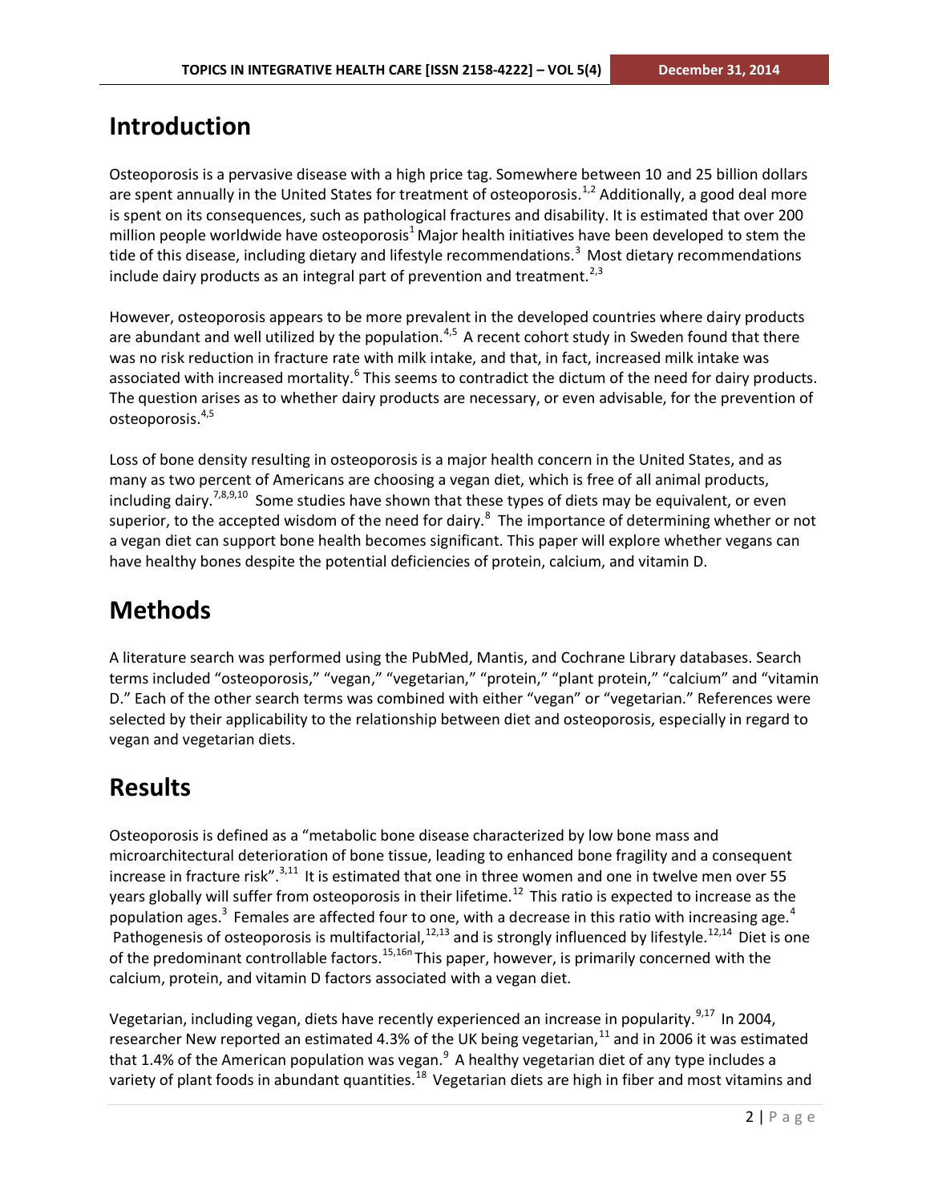## Introduction

Osteoporosis is a pervasive disease with a high price tag. Somewhere between 10 and 25 billion dollars are spent annually in the United States for treatment of osteoporosis.[1,2] Additionally, a good deal more is spent on its consequences, such as pathological fractures and disability. It is estimated that over 200 million people worldwide have osteoporosis[1] Major health initiatives have been developed to stem the tide of this disease, including dietary and lifestyle recommendations.[3] Most dietary recommendations include dairy products as an integral part of prevention and treatment.[2,3]

However, osteoporosis appears to be more prevalent in the developed countries where dairy products are abundant and well utilized by the population.[4,5] A recent cohort study in Sweden found that there was no risk reduction in fracture rate with milk intake, and that, in fact, increased milk intake was associated with increased mortality.[6] This seems to contradict the dictum of the need for dairy products. The question arises as to whether dairy products are necessary, or even advisable, for the prevention of osteoporosis.[4,5]

Loss of bone density resulting in osteoporosis is a major health concern in the United States, and as many as two percent of Americans are choosing a vegan diet, which is free of all animal products, including dairy.[7,8,9,10] Some studies have shown that these types of diets may be equivalent, or even superior, to the accepted wisdom of the need for dairy.[8] The importance of determining whether or not a vegan diet can support bone health becomes significant. This paper will explore whether vegans can have healthy bones despite the potential deficiencies of protein, calcium, and vitamin D.

## Methods

A literature search was performed using the PubMed, Mantis, and Cochrane Library databases. Search terms included "osteoporosis," "vegan," "vegetarian," "protein," "plant protein," "calcium" and "vitamin D." Each of the other search terms was combined with either "vegan" or "vegetarian." References were selected by their applicability to the relationship between diet and osteoporosis, especially in regard to vegan and vegetarian diets.

## Results

Osteoporosis is defined as a "metabolic bone disease characterized by low bone mass and microarchitectural deterioration of bone tissue, leading to enhanced bone fragility and a consequent increase in fracture risk".[3,11] It is estimated that one in three women and one in twelve men over 55 years globally will suffer from osteoporosis in their lifetime.[12] This ratio is expected to increase as the population ages.[3] Females are affected four to one, with a decrease in this ratio with increasing age.[4] Pathogenesis of osteoporosis is multifactorial,[12,13] and is strongly influenced by lifestyle.[12,14] Diet is one of the predominant controllable factors.[15,16n] This paper, however, is primarily concerned with the calcium, protein, and vitamin D factors associated with a vegan diet.

Vegetarian, including vegan, diets have recently experienced an increase in popularity.[9,17] In 2004, researcher New reported an estimated 4.3% of the UK being vegetarian,[11] and in 2006 it was estimated that 1.4% of the American population was vegan.[9] A healthy vegetarian diet of any type includes a variety of plant foods in abundant quantities.[18] Vegetarian diets are high in fiber and most vitamins and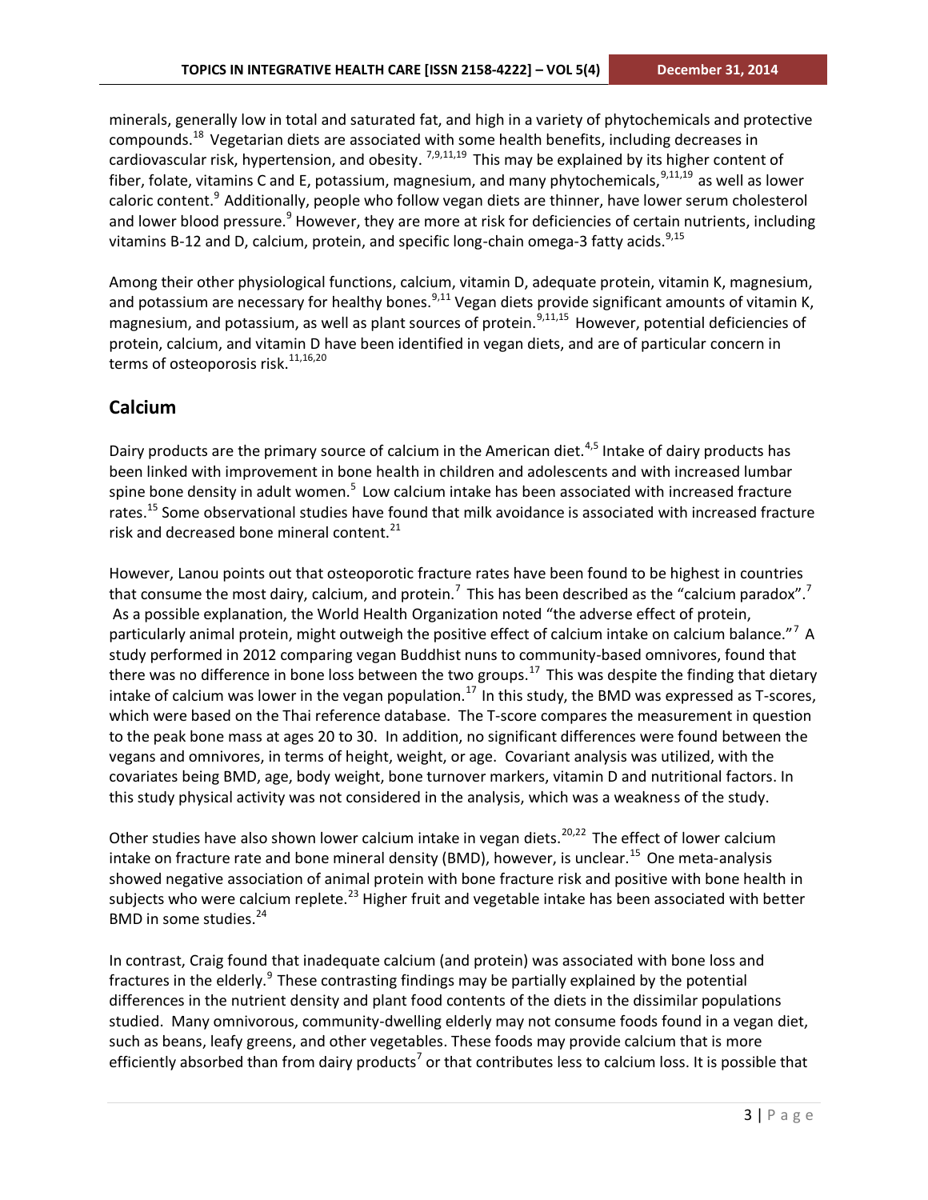minerals, generally low in total and saturated fat, and high in a variety of phytochemicals and protective compounds.[18] Vegetarian diets are associated with some health benefits, including decreases in cardiovascular risk, hypertension, and obesity. [7,9,11,19] This may be explained by its higher content of fiber, folate, vitamins C and E, potassium, magnesium, and many phytochemicals,[9,11,19] as well as lower caloric content.[9] Additionally, people who follow vegan diets are thinner, have lower serum cholesterol and lower blood pressure.[9] However, they are more at risk for deficiencies of certain nutrients, including vitamins B-12 and D, calcium, protein, and specific long-chain omega-3 fatty acids.[9,15]

Among their other physiological functions, calcium, vitamin D, adequate protein, vitamin K, magnesium, and potassium are necessary for healthy bones.[9,11] Vegan diets provide significant amounts of vitamin K, magnesium, and potassium, as well as plant sources of protein.[9,11,15] However, potential deficiencies of protein, calcium, and vitamin D have been identified in vegan diets, and are of particular concern in terms of osteoporosis risk.[11,16,20]

## Calcium

Dairy products are the primary source of calcium in the American diet.[4,5] Intake of dairy products has been linked with improvement in bone health in children and adolescents and with increased lumbar spine bone density in adult women.[5] Low calcium intake has been associated with increased fracture rates.[15] Some observational studies have found that milk avoidance is associated with increased fracture risk and decreased bone mineral content.[21]

However, Lanou points out that osteoporotic fracture rates have been found to be highest in countries that consume the most dairy, calcium, and protein.[7] This has been described as the "calcium paradox".[7] As a possible explanation, the World Health Organization noted "the adverse effect of protein, particularly animal protein, might outweigh the positive effect of calcium intake on calcium balance."[7] A study performed in 2012 comparing vegan Buddhist nuns to community-based omnivores, found that there was no difference in bone loss between the two groups.[17] This was despite the finding that dietary intake of calcium was lower in the vegan population.[17] In this study, the BMD was expressed as T-scores, which were based on the Thai reference database. The T-score compares the measurement in question to the peak bone mass at ages 20 to 30. In addition, no significant differences were found between the vegans and omnivores, in terms of height, weight, or age. Covariant analysis was utilized, with the covariates being BMD, age, body weight, bone turnover markers, vitamin D and nutritional factors. In this study physical activity was not considered in the analysis, which was a weakness of the study.

Other studies have also shown lower calcium intake in vegan diets.[20,22] The effect of lower calcium intake on fracture rate and bone mineral density (BMD), however, is unclear.[15] One meta-analysis showed negative association of animal protein with bone fracture risk and positive with bone health in subjects who were calcium replete.[23] Higher fruit and vegetable intake has been associated with better BMD in some studies.[24]

In contrast, Craig found that inadequate calcium (and protein) was associated with bone loss and fractures in the elderly.[9] These contrasting findings may be partially explained by the potential differences in the nutrient density and plant food contents of the diets in the dissimilar populations studied. Many omnivorous, community-dwelling elderly may not consume foods found in a vegan diet, such as beans, leafy greens, and other vegetables. These foods may provide calcium that is more efficiently absorbed than from dairy products[7] or that contributes less to calcium loss. It is possible that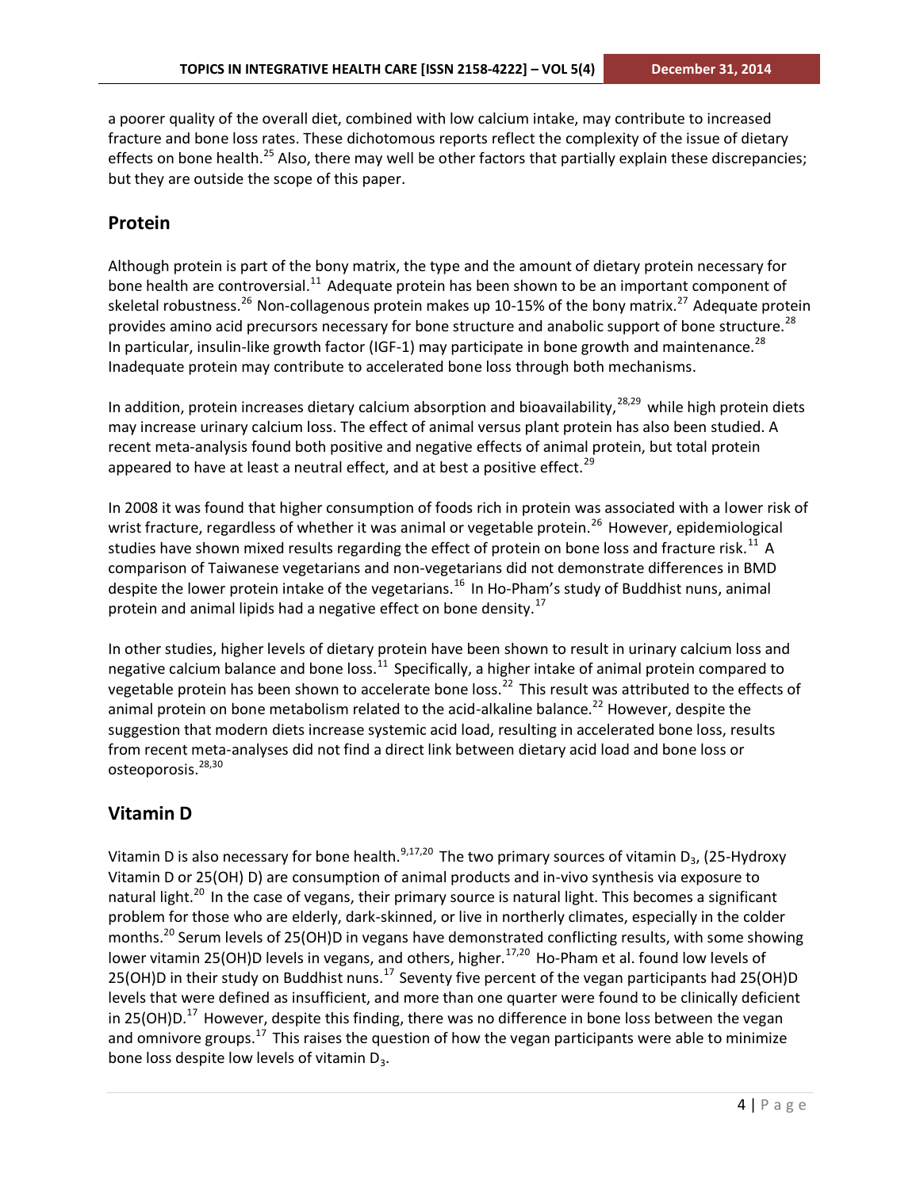a poorer quality of the overall diet, combined with low calcium intake, may contribute to increased fracture and bone loss rates. These dichotomous reports reflect the complexity of the issue of dietary effects on bone health.[25] Also, there may well be other factors that partially explain these discrepancies; but they are outside the scope of this paper.

## Protein

Although protein is part of the bony matrix, the type and the amount of dietary protein necessary for bone health are controversial.[11] Adequate protein has been shown to be an important component of skeletal robustness.[26] Non-collagenous protein makes up 10-15% of the bony matrix.[27] Adequate protein provides amino acid precursors necessary for bone structure and anabolic support of bone structure.[28] In particular, insulin-like growth factor (IGF-1) may participate in bone growth and maintenance.[28] Inadequate protein may contribute to accelerated bone loss through both mechanisms.

In addition, protein increases dietary calcium absorption and bioavailability,[28,29] while high protein diets may increase urinary calcium loss. The effect of animal versus plant protein has also been studied. A recent meta-analysis found both positive and negative effects of animal protein, but total protein appeared to have at least a neutral effect, and at best a positive effect.[29]

In 2008 it was found that higher consumption of foods rich in protein was associated with a lower risk of wrist fracture, regardless of whether it was animal or vegetable protein.[26] However, epidemiological studies have shown mixed results regarding the effect of protein on bone loss and fracture risk.[11] A comparison of Taiwanese vegetarians and non-vegetarians did not demonstrate differences in BMD despite the lower protein intake of the vegetarians.[16] In Ho-Pham's study of Buddhist nuns, animal protein and animal lipids had a negative effect on bone density.[17]

In other studies, higher levels of dietary protein have been shown to result in urinary calcium loss and negative calcium balance and bone loss.[11] Specifically, a higher intake of animal protein compared to vegetable protein has been shown to accelerate bone loss.[22] This result was attributed to the effects of animal protein on bone metabolism related to the acid-alkaline balance.[22] However, despite the suggestion that modern diets increase systemic acid load, resulting in accelerated bone loss, results from recent meta-analyses did not find a direct link between dietary acid load and bone loss or osteoporosis.[28,30]

## Vitamin D

Vitamin D is also necessary for bone health.[9,17,20] The two primary sources of vitamin $D_3$, (25-Hydroxy Vitamin D or 25(OH) D) are consumption of animal products and in-vivo synthesis via exposure to natural light.[20] In the case of vegans, their primary source is natural light. This becomes a significant problem for those who are elderly, dark-skinned, or live in northerly climates, especially in the colder months.[20] Serum levels of 25(OH)D in vegans have demonstrated conflicting results, with some showing lower vitamin 25(OH)D levels in vegans, and others, higher.[17,20] Ho-Pham et al. found low levels of 25(OH)D in their study on Buddhist nuns.[17] Seventy five percent of the vegan participants had 25(OH)D levels that were defined as insufficient, and more than one quarter were found to be clinically deficient in 25(OH)D.[17] However, despite this finding, there was no difference in bone loss between the vegan and omnivore groups.[17] This raises the question of how the vegan participants were able to minimize bone loss despite low levels of vitamin $D_3$.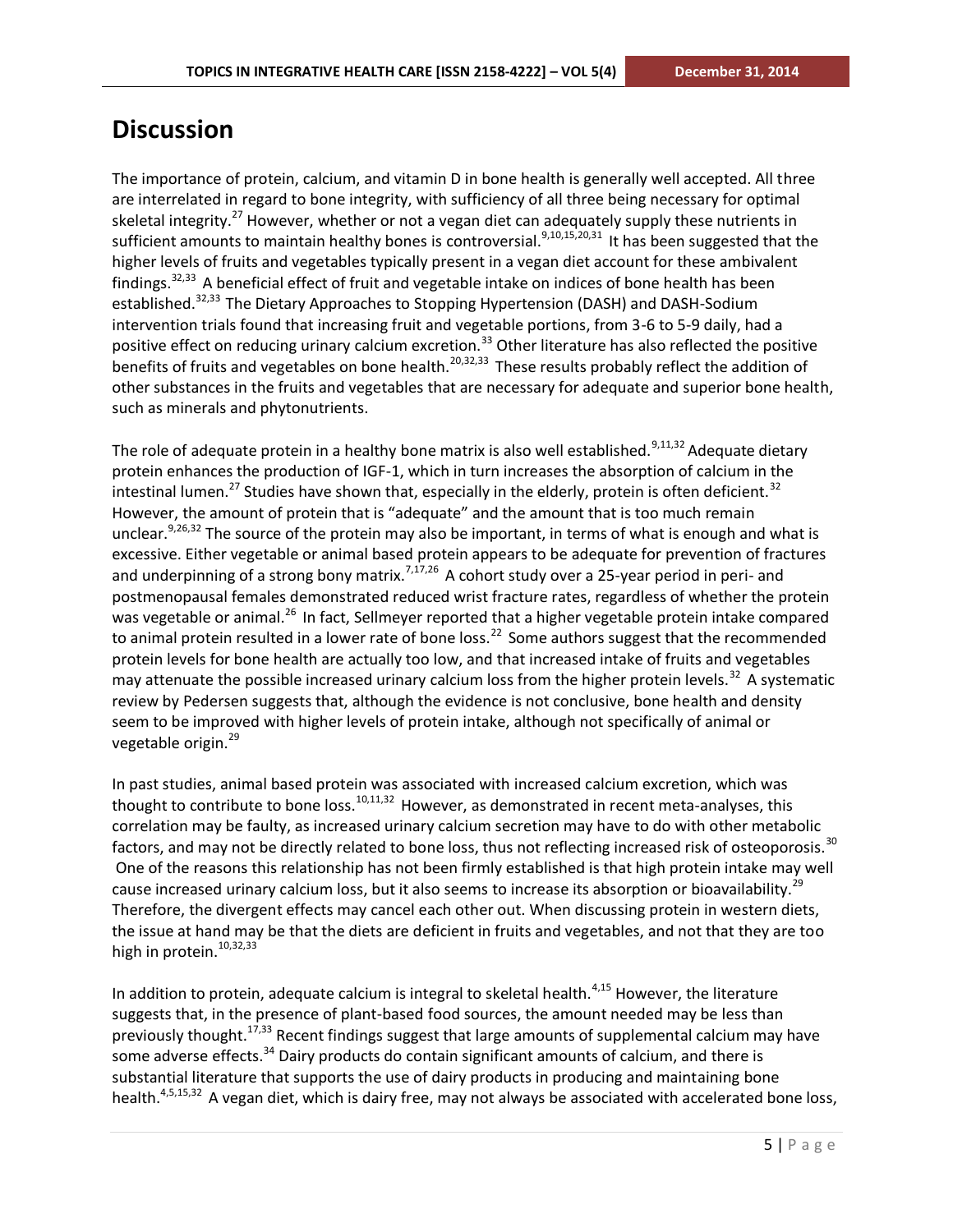# Discussion

The importance of protein, calcium, and vitamin D in bone health is generally well accepted. All three are interrelated in regard to bone integrity, with sufficiency of all three being necessary for optimal skeletal integrity.[27] However, whether or not a vegan diet can adequately supply these nutrients in sufficient amounts to maintain healthy bones is controversial.[9,10,15,20,31] It has been suggested that the higher levels of fruits and vegetables typically present in a vegan diet account for these ambivalent findings.[32,33] A beneficial effect of fruit and vegetable intake on indices of bone health has been established.[32,33] The Dietary Approaches to Stopping Hypertension (DASH) and DASH-Sodium intervention trials found that increasing fruit and vegetable portions, from 3-6 to 5-9 daily, had a positive effect on reducing urinary calcium excretion.[33] Other literature has also reflected the positive benefits of fruits and vegetables on bone health.[20,32,33] These results probably reflect the addition of other substances in the fruits and vegetables that are necessary for adequate and superior bone health, such as minerals and phytonutrients.

The role of adequate protein in a healthy bone matrix is also well established.[9,11,32] Adequate dietary protein enhances the production of IGF-1, which in turn increases the absorption of calcium in the intestinal lumen.[27] Studies have shown that, especially in the elderly, protein is often deficient.[32] However, the amount of protein that is "adequate" and the amount that is too much remain unclear.[9,26,32] The source of the protein may also be important, in terms of what is enough and what is excessive. Either vegetable or animal based protein appears to be adequate for prevention of fractures and underpinning of a strong bony matrix.[7,17,26] A cohort study over a 25-year period in peri- and postmenopausal females demonstrated reduced wrist fracture rates, regardless of whether the protein was vegetable or animal.[26] In fact, Sellmeyer reported that a higher vegetable protein intake compared to animal protein resulted in a lower rate of bone loss.[22] Some authors suggest that the recommended protein levels for bone health are actually too low, and that increased intake of fruits and vegetables may attenuate the possible increased urinary calcium loss from the higher protein levels.[32] A systematic review by Pedersen suggests that, although the evidence is not conclusive, bone health and density seem to be improved with higher levels of protein intake, although not specifically of animal or vegetable origin.[29]

In past studies, animal based protein was associated with increased calcium excretion, which was thought to contribute to bone loss.[10,11,32] However, as demonstrated in recent meta-analyses, this correlation may be faulty, as increased urinary calcium secretion may have to do with other metabolic factors, and may not be directly related to bone loss, thus not reflecting increased risk of osteoporosis.[30] One of the reasons this relationship has not been firmly established is that high protein intake may well cause increased urinary calcium loss, but it also seems to increase its absorption or bioavailability.[29] Therefore, the divergent effects may cancel each other out. When discussing protein in western diets, the issue at hand may be that the diets are deficient in fruits and vegetables, and not that they are too high in protein.[10,32,33]

In addition to protein, adequate calcium is integral to skeletal health.[4,15] However, the literature suggests that, in the presence of plant-based food sources, the amount needed may be less than previously thought.[17,33] Recent findings suggest that large amounts of supplemental calcium may have some adverse effects.[34] Dairy products do contain significant amounts of calcium, and there is substantial literature that supports the use of dairy products in producing and maintaining bone health.[4,5,15,32] A vegan diet, which is dairy free, may not always be associated with accelerated bone loss,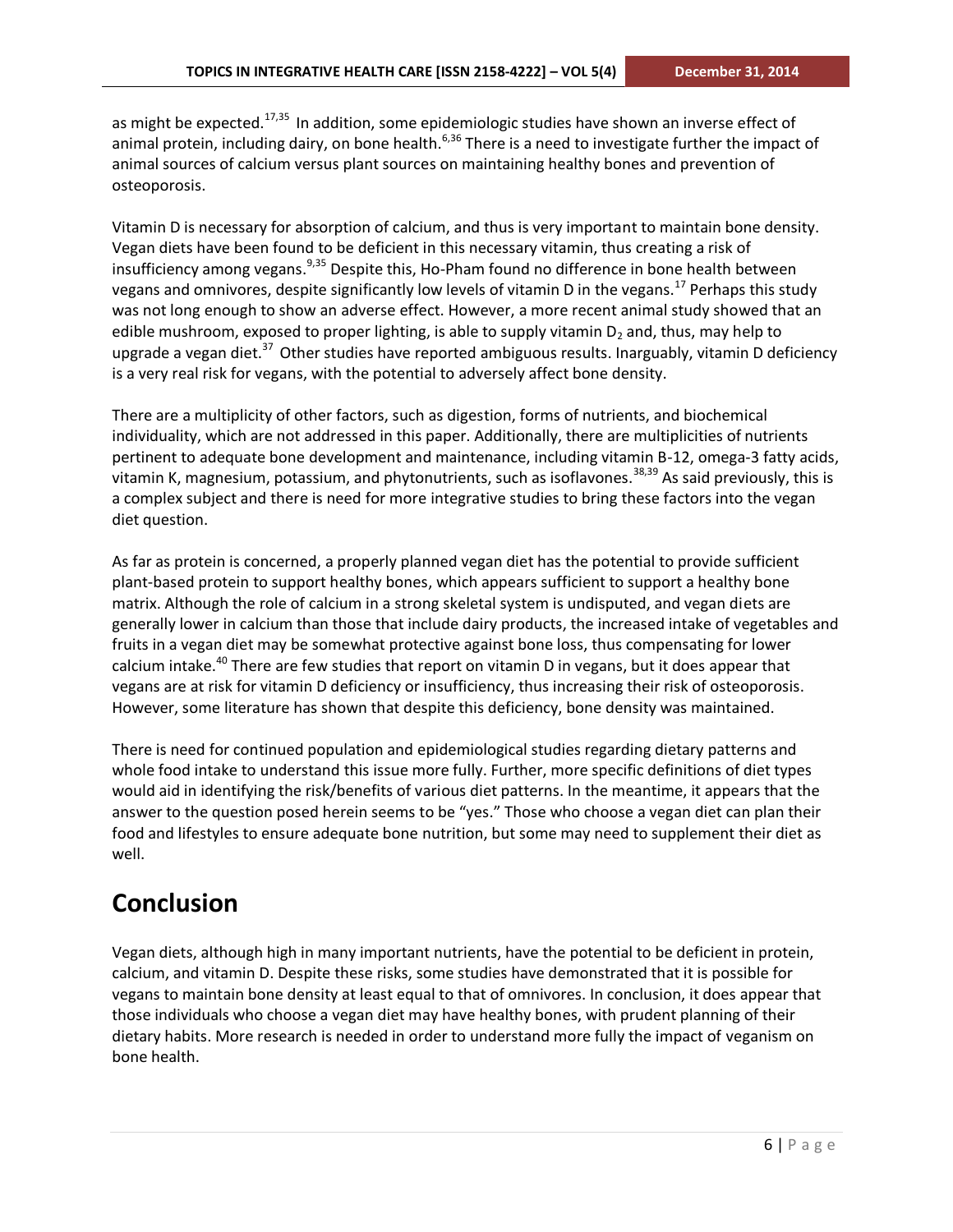as might be expected.[17,35] In addition, some epidemiologic studies have shown an inverse effect of animal protein, including dairy, on bone health.[6,36] There is a need to investigate further the impact of animal sources of calcium versus plant sources on maintaining healthy bones and prevention of osteoporosis.

Vitamin D is necessary for absorption of calcium, and thus is very important to maintain bone density. Vegan diets have been found to be deficient in this necessary vitamin, thus creating a risk of insufficiency among vegans.[9,35] Despite this, Ho-Pham found no difference in bone health between vegans and omnivores, despite significantly low levels of vitamin D in the vegans.[17] Perhaps this study was not long enough to show an adverse effect. However, a more recent animal study showed that an edible mushroom, exposed to proper lighting, is able to supply vitamin $D_2$ and, thus, may help to upgrade a vegan diet.[37] Other studies have reported ambiguous results. Inarguably, vitamin D deficiency is a very real risk for vegans, with the potential to adversely affect bone density.

There are a multiplicity of other factors, such as digestion, forms of nutrients, and biochemical individuality, which are not addressed in this paper. Additionally, there are multiplicities of nutrients pertinent to adequate bone development and maintenance, including vitamin B-12, omega-3 fatty acids, vitamin K, magnesium, potassium, and phytonutrients, such as isoflavones.[38,39] As said previously, this is a complex subject and there is need for more integrative studies to bring these factors into the vegan diet question.

As far as protein is concerned, a properly planned vegan diet has the potential to provide sufficient plant-based protein to support healthy bones, which appears sufficient to support a healthy bone matrix. Although the role of calcium in a strong skeletal system is undisputed, and vegan diets are generally lower in calcium than those that include dairy products, the increased intake of vegetables and fruits in a vegan diet may be somewhat protective against bone loss, thus compensating for lower calcium intake.[40] There are few studies that report on vitamin D in vegans, but it does appear that vegans are at risk for vitamin D deficiency or insufficiency, thus increasing their risk of osteoporosis. However, some literature has shown that despite this deficiency, bone density was maintained.

There is need for continued population and epidemiological studies regarding dietary patterns and whole food intake to understand this issue more fully. Further, more specific definitions of diet types would aid in identifying the risk/benefits of various diet patterns. In the meantime, it appears that the answer to the question posed herein seems to be "yes." Those who choose a vegan diet can plan their food and lifestyles to ensure adequate bone nutrition, but some may need to supplement their diet as well.

# Conclusion

Vegan diets, although high in many important nutrients, have the potential to be deficient in protein, calcium, and vitamin D. Despite these risks, some studies have demonstrated that it is possible for vegans to maintain bone density at least equal to that of omnivores. In conclusion, it does appear that those individuals who choose a vegan diet may have healthy bones, with prudent planning of their dietary habits. More research is needed in order to understand more fully the impact of veganism on bone health.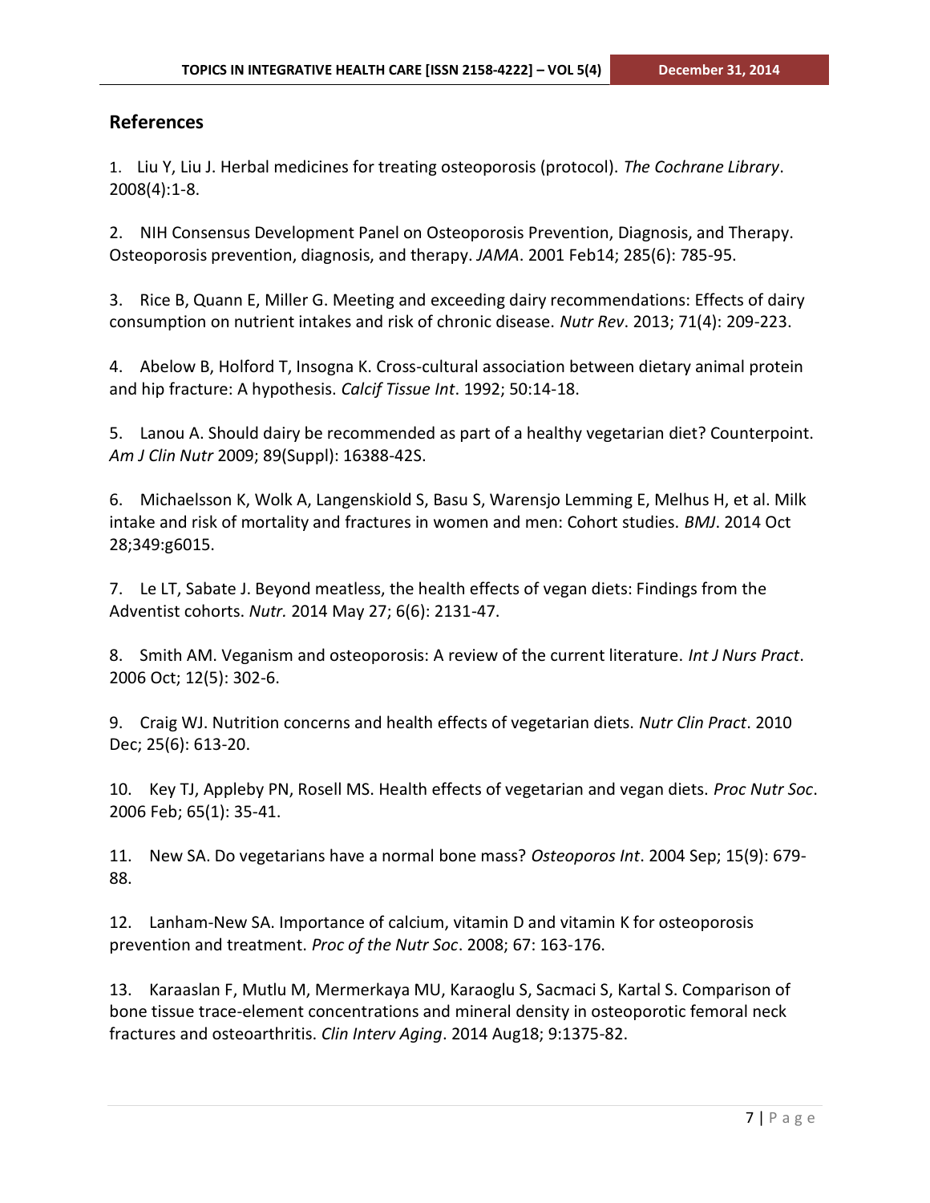## References

1. Liu Y, Liu J. Herbal medicines for treating osteoporosis (protocol). *The Cochrane Library*. 2008(4):1-8.

2. NIH Consensus Development Panel on Osteoporosis Prevention, Diagnosis, and Therapy. Osteoporosis prevention, diagnosis, and therapy. *JAMA*. 2001 Feb14; 285(6): 785-95.

3. Rice B, Quann E, Miller G. Meeting and exceeding dairy recommendations: Effects of dairy consumption on nutrient intakes and risk of chronic disease. *Nutr Rev*. 2013; 71(4): 209-223.

4. Abelow B, Holford T, Insogna K. Cross-cultural association between dietary animal protein and hip fracture: A hypothesis. *Calcif Tissue Int*. 1992; 50:14-18.

5. Lanou A. Should dairy be recommended as part of a healthy vegetarian diet? Counterpoint. *Am J Clin Nutr* 2009; 89(Suppl): 16388-42S.

6. Michaelsson K, Wolk A, Langenskiold S, Basu S, Warensjo Lemming E, Melhus H, et al. Milk intake and risk of mortality and fractures in women and men: Cohort studies. *BMJ*. 2014 Oct 28;349:g6015.

7. Le LT, Sabate J. Beyond meatless, the health effects of vegan diets: Findings from the Adventist cohorts. *Nutr.* 2014 May 27; 6(6): 2131-47.

8. Smith AM. Veganism and osteoporosis: A review of the current literature. *Int J Nurs Pract*. 2006 Oct; 12(5): 302-6.

9. Craig WJ. Nutrition concerns and health effects of vegetarian diets. *Nutr Clin Pract*. 2010 Dec; 25(6): 613-20.

10. Key TJ, Appleby PN, Rosell MS. Health effects of vegetarian and vegan diets. *Proc Nutr Soc*. 2006 Feb; 65(1): 35-41.

11. New SA. Do vegetarians have a normal bone mass? *Osteoporos Int*. 2004 Sep; 15(9): 679-88.

12. Lanham-New SA. Importance of calcium, vitamin D and vitamin K for osteoporosis prevention and treatment. *Proc of the Nutr Soc*. 2008; 67: 163-176.

13. Karaaslan F, Mutlu M, Mermerkaya MU, Karaoglu S, Sacmaci S, Kartal S. Comparison of bone tissue trace-element concentrations and mineral density in osteoporotic femoral neck fractures and osteoarthritis. *Clin Interv Aging*. 2014 Aug18; 9:1375-82.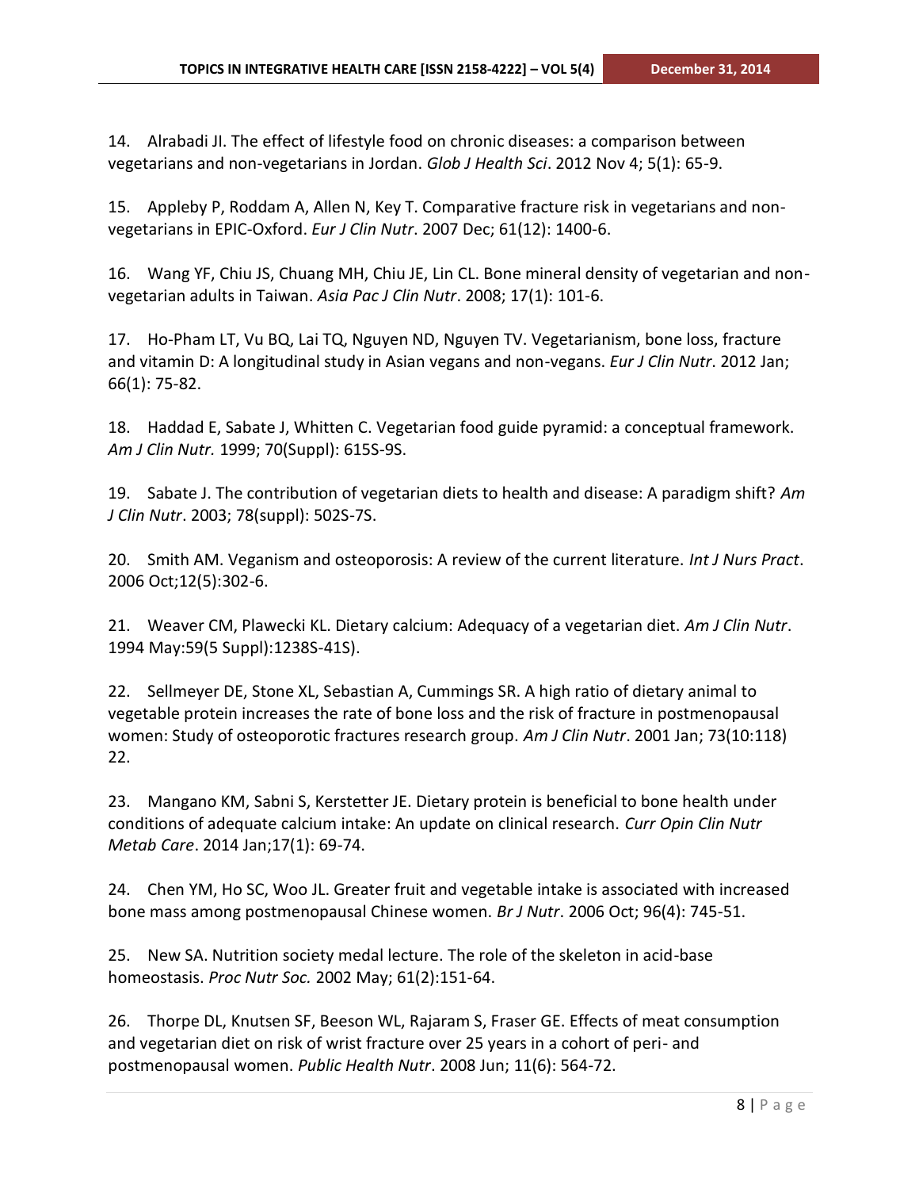14. Alrabadi JI. The effect of lifestyle food on chronic diseases: a comparison between vegetarians and non-vegetarians in Jordan. *Glob J Health Sci*. 2012 Nov 4; 5(1): 65-9.

15. Appleby P, Roddam A, Allen N, Key T. Comparative fracture risk in vegetarians and non-vegetarians in EPIC-Oxford. *Eur J Clin Nutr*. 2007 Dec; 61(12): 1400-6.

16. Wang YF, Chiu JS, Chuang MH, Chiu JE, Lin CL. Bone mineral density of vegetarian and non-vegetarian adults in Taiwan. *Asia Pac J Clin Nutr*. 2008; 17(1): 101-6.

17. Ho-Pham LT, Vu BQ, Lai TQ, Nguyen ND, Nguyen TV. Vegetarianism, bone loss, fracture and vitamin D: A longitudinal study in Asian vegans and non-vegans. *Eur J Clin Nutr*. 2012 Jan; 66(1): 75-82.

18. Haddad E, Sabate J, Whitten C. Vegetarian food guide pyramid: a conceptual framework. *Am J Clin Nutr.* 1999; 70(Suppl): 615S-9S.

19. Sabate J. The contribution of vegetarian diets to health and disease: A paradigm shift? *Am J Clin Nutr*. 2003; 78(suppl): 502S-7S.

20. Smith AM. Veganism and osteoporosis: A review of the current literature. *Int J Nurs Pract*. 2006 Oct;12(5):302-6.

21. Weaver CM, Plawecki KL. Dietary calcium: Adequacy of a vegetarian diet. *Am J Clin Nutr*. 1994 May:59(5 Suppl):1238S-41S).

22. Sellmeyer DE, Stone XL, Sebastian A, Cummings SR. A high ratio of dietary animal to vegetable protein increases the rate of bone loss and the risk of fracture in postmenopausal women: Study of osteoporotic fractures research group. *Am J Clin Nutr*. 2001 Jan; 73(10:118) 22.

23. Mangano KM, Sabni S, Kerstetter JE. Dietary protein is beneficial to bone health under conditions of adequate calcium intake: An update on clinical research. *Curr Opin Clin Nutr Metab Care*. 2014 Jan;17(1): 69-74.

24. Chen YM, Ho SC, Woo JL. Greater fruit and vegetable intake is associated with increased bone mass among postmenopausal Chinese women. *Br J Nutr*. 2006 Oct; 96(4): 745-51.

25. New SA. Nutrition society medal lecture. The role of the skeleton in acid-base homeostasis. *Proc Nutr Soc.* 2002 May; 61(2):151-64.

26. Thorpe DL, Knutsen SF, Beeson WL, Rajaram S, Fraser GE. Effects of meat consumption and vegetarian diet on risk of wrist fracture over 25 years in a cohort of peri- and postmenopausal women. *Public Health Nutr*. 2008 Jun; 11(6): 564-72.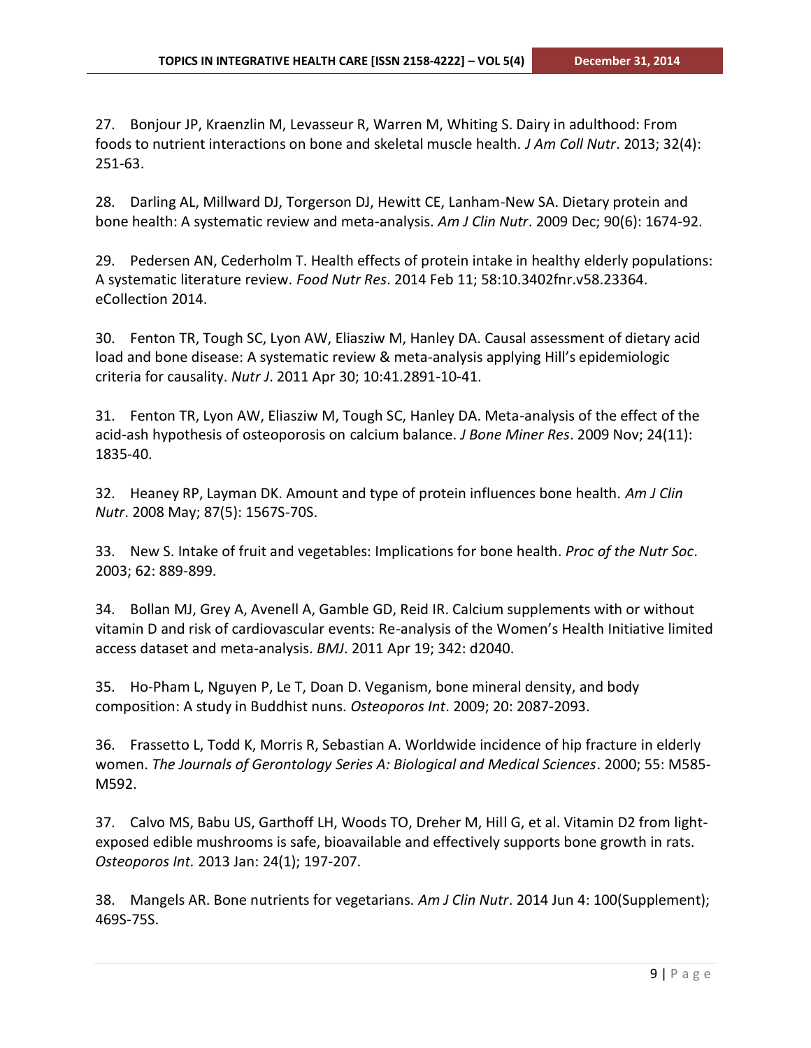27. Bonjour JP, Kraenzlin M, Levasseur R, Warren M, Whiting S. Dairy in adulthood: From foods to nutrient interactions on bone and skeletal muscle health. *J Am Coll Nutr*. 2013; 32(4): 251-63.

28. Darling AL, Millward DJ, Torgerson DJ, Hewitt CE, Lanham-New SA. Dietary protein and bone health: A systematic review and meta-analysis. *Am J Clin Nutr*. 2009 Dec; 90(6): 1674-92.

29. Pedersen AN, Cederholm T. Health effects of protein intake in healthy elderly populations: A systematic literature review. *Food Nutr Res*. 2014 Feb 11; 58:10.3402fnr.v58.23364. eCollection 2014.

30. Fenton TR, Tough SC, Lyon AW, Eliasziw M, Hanley DA. Causal assessment of dietary acid load and bone disease: A systematic review & meta-analysis applying Hill's epidemiologic criteria for causality. *Nutr J*. 2011 Apr 30; 10:41.2891-10-41.

31. Fenton TR, Lyon AW, Eliasziw M, Tough SC, Hanley DA. Meta-analysis of the effect of the acid-ash hypothesis of osteoporosis on calcium balance. *J Bone Miner Res*. 2009 Nov; 24(11): 1835-40.

32. Heaney RP, Layman DK. Amount and type of protein influences bone health. *Am J Clin Nutr*. 2008 May; 87(5): 1567S-70S.

33. New S. Intake of fruit and vegetables: Implications for bone health. *Proc of the Nutr Soc*. 2003; 62: 889-899.

34. Bollan MJ, Grey A, Avenell A, Gamble GD, Reid IR. Calcium supplements with or without vitamin D and risk of cardiovascular events: Re-analysis of the Women's Health Initiative limited access dataset and meta-analysis. *BMJ*. 2011 Apr 19; 342: d2040.

35. Ho-Pham L, Nguyen P, Le T, Doan D. Veganism, bone mineral density, and body composition: A study in Buddhist nuns. *Osteoporos Int*. 2009; 20: 2087-2093.

36. Frassetto L, Todd K, Morris R, Sebastian A. Worldwide incidence of hip fracture in elderly women. *The Journals of Gerontology Series A: Biological and Medical Sciences*. 2000; 55: M585-M592.

37. Calvo MS, Babu US, Garthoff LH, Woods TO, Dreher M, Hill G, et al. Vitamin D2 from light-exposed edible mushrooms is safe, bioavailable and effectively supports bone growth in rats. *Osteoporos Int.* 2013 Jan: 24(1); 197-207.

38. Mangels AR. Bone nutrients for vegetarians. *Am J Clin Nutr*. 2014 Jun 4: 100(Supplement); 469S-75S.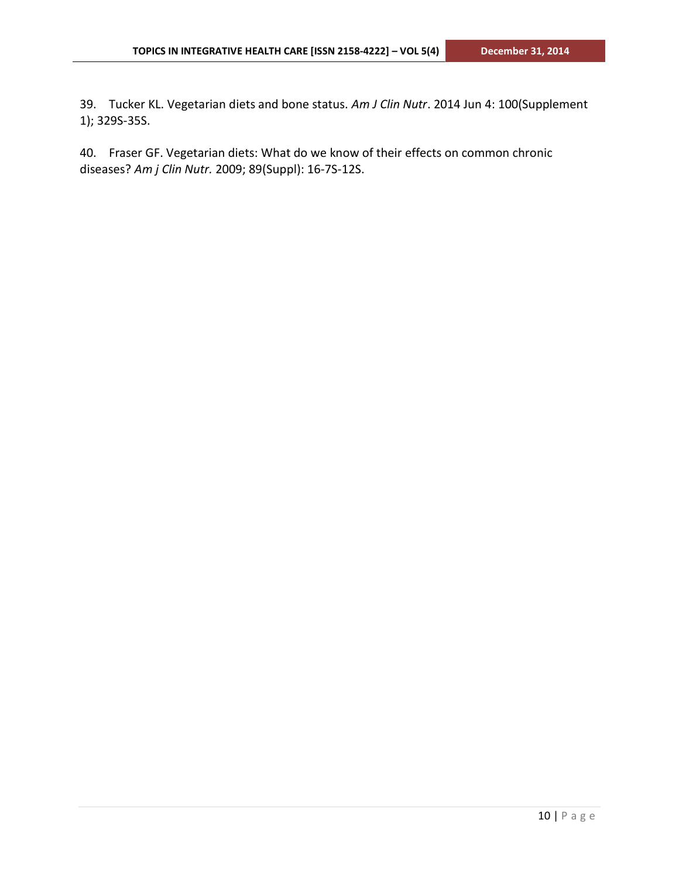39. Tucker KL. Vegetarian diets and bone status. *Am J Clin Nutr*. 2014 Jun 4: 100(Supplement 1); 329S-35S.

40. Fraser GF. Vegetarian diets: What do we know of their effects on common chronic diseases? *Am j Clin Nutr.* 2009; 89(Suppl): 16-7S-12S.